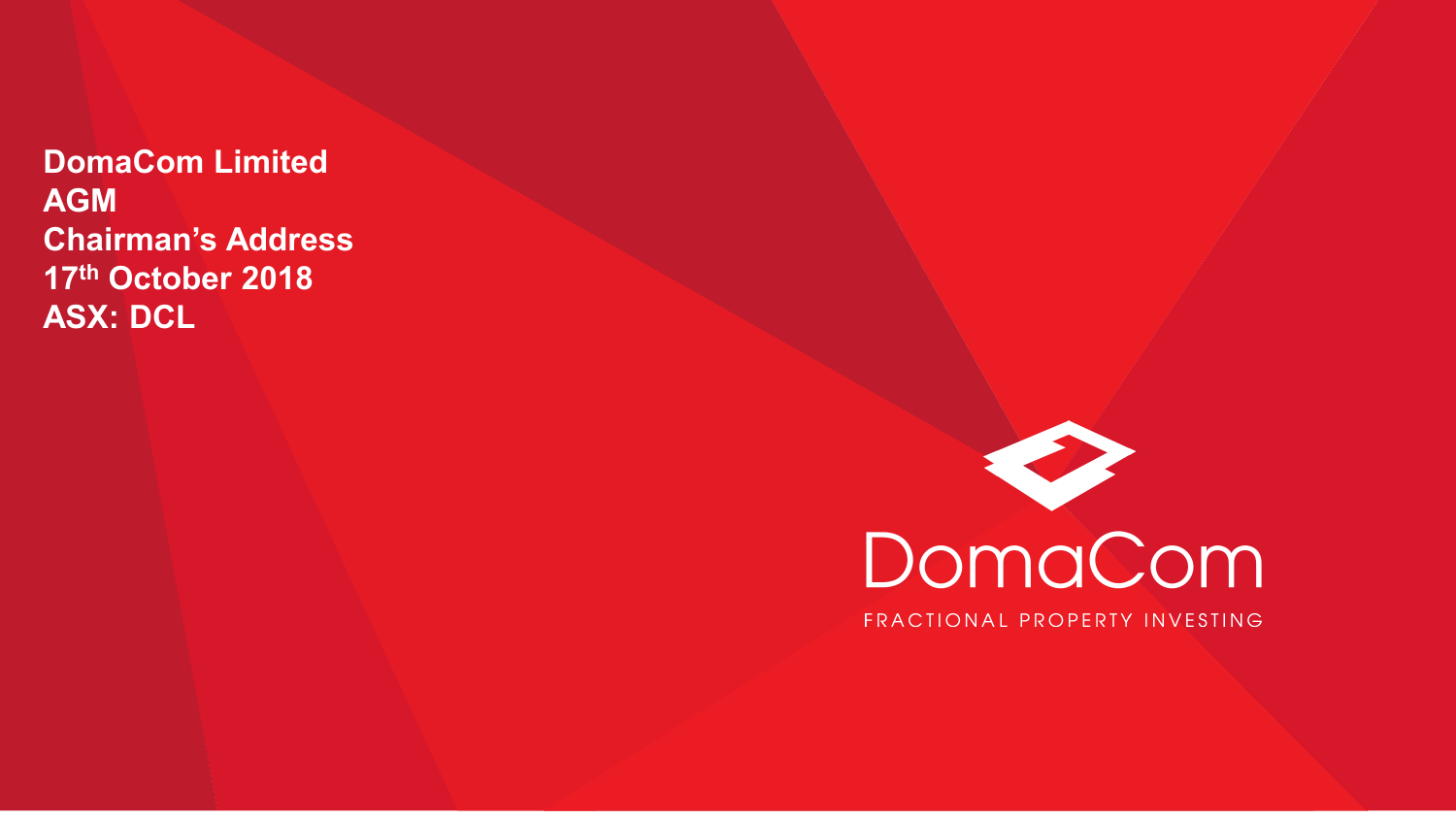**DomaCom Limited**
**AGM**
**Chairman's Address**
**17th October 2018**
**ASX: DCL**

DomaCom

FRACTIONAL PROPERTY INVESTING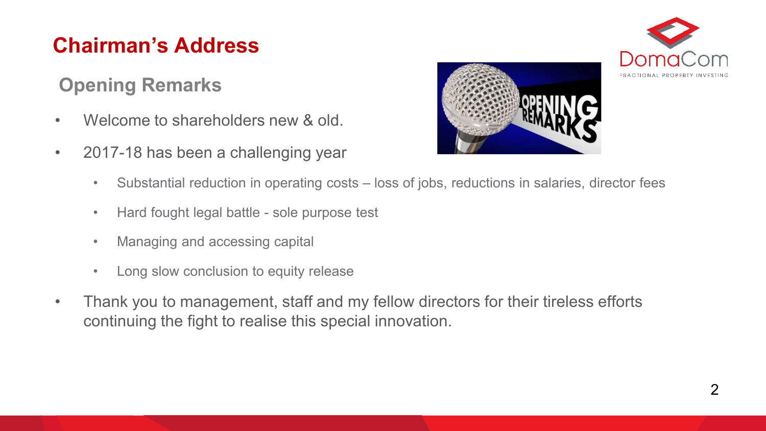## Chairman's Address

### Opening Remarks

- Welcome to shareholders new & old.
- 2017-18 has been a challenging year
  - Substantial reduction in operating costs – loss of jobs, reductions in salaries, director fees
  - Hard fought legal battle - sole purpose test
  - Managing and accessing capital
  - Long slow conclusion to equity release
- Thank you to management, staff and my fellow directors for their tireless efforts continuing the fight to realise this special innovation.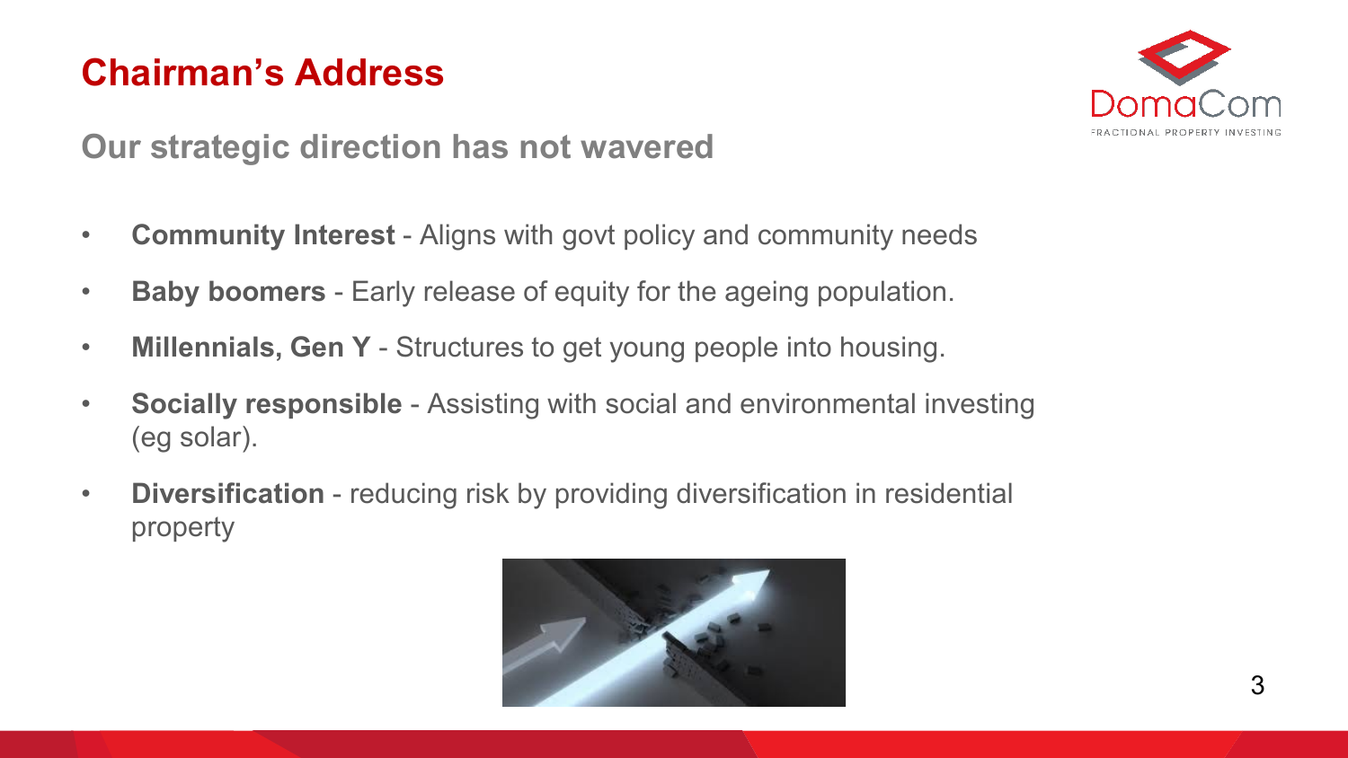# Chairman's Address

## Our strategic direction has not wavered

- **Community Interest** - Aligns with govt policy and community needs
- **Baby boomers** - Early release of equity for the ageing population.
- **Millennials, Gen Y** - Structures to get young people into housing.
- **Socially responsible** - Assisting with social and environmental investing (eg solar).
- **Diversification** - reducing risk by providing diversification in residential property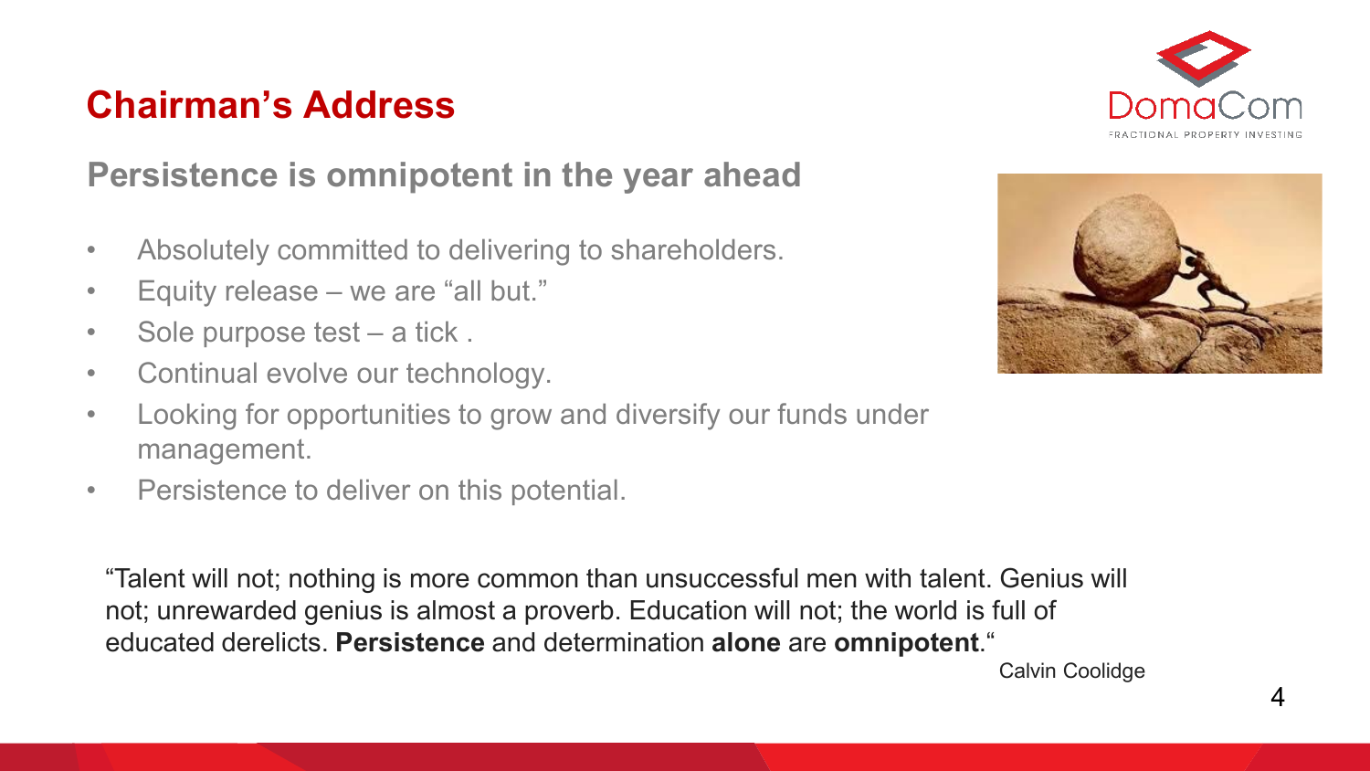## Chairman's Address

### Persistence is omnipotent in the year ahead

- Absolutely committed to delivering to shareholders.
- Equity release – we are "all but."
- Sole purpose test – a tick .
- Continual evolve our technology.
- Looking for opportunities to grow and diversify our funds under management.
- Persistence to deliver on this potential.

"Talent will not; nothing is more common than unsuccessful men with talent. Genius will not; unrewarded genius is almost a proverb. Education will not; the world is full of educated derelicts. **Persistence** and determination **alone** are **omnipotent**."

Calvin Coolidge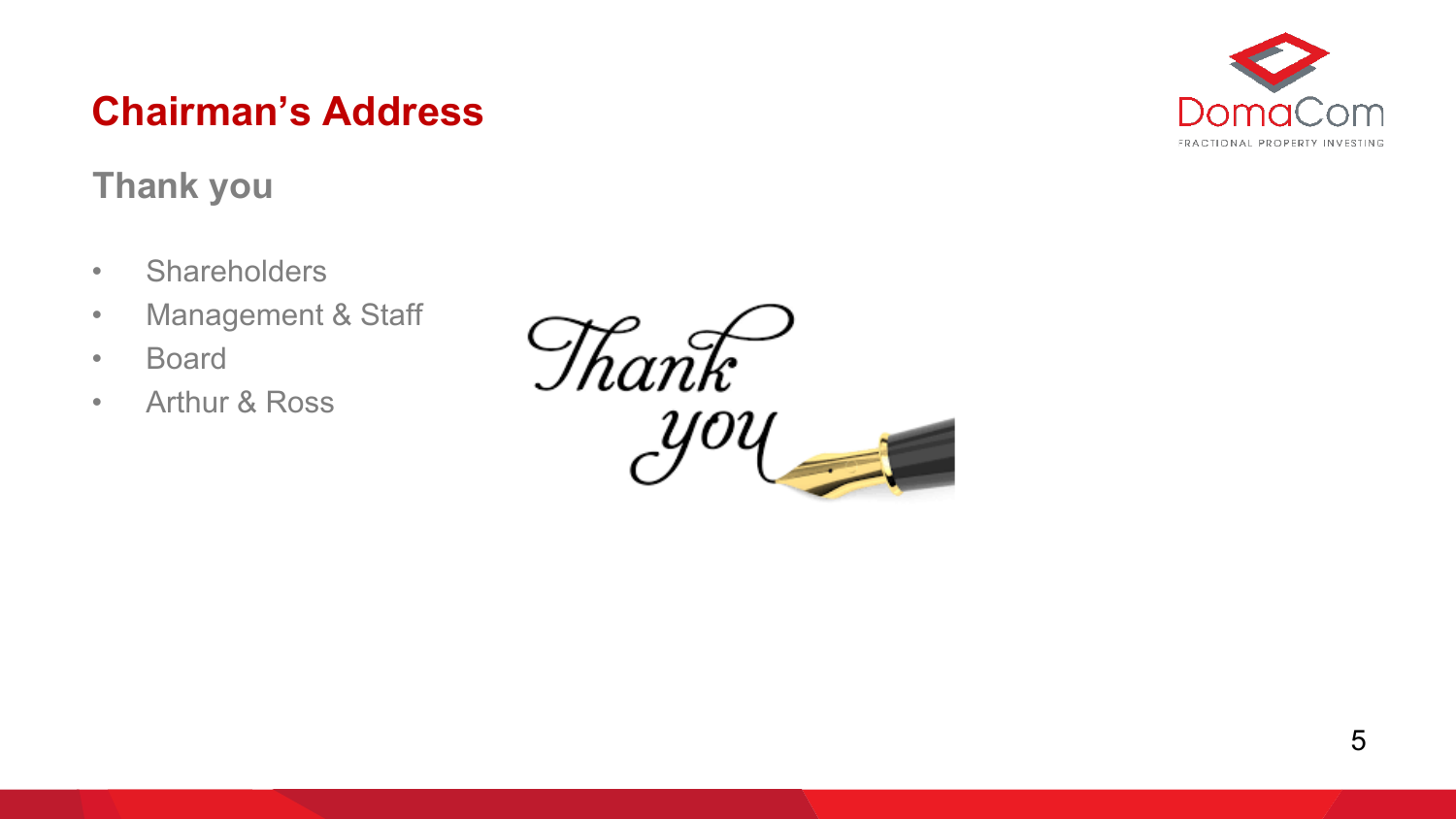# Chairman's Address

## Thank you

- Shareholders
- Management & Staff
- Board
- Arthur & Ross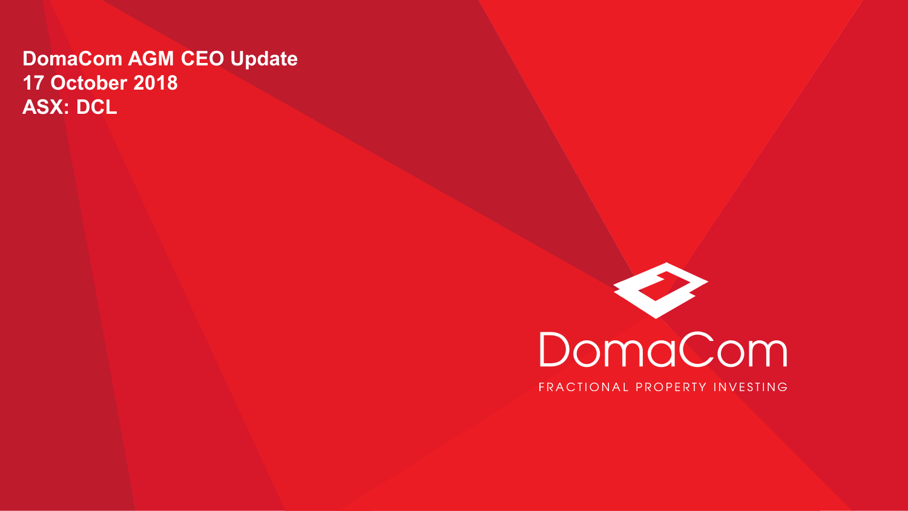**DomaCom AGM CEO Update**
**17 October 2018**
**ASX: DCL**

DomaCom

FRACTIONAL PROPERTY INVESTING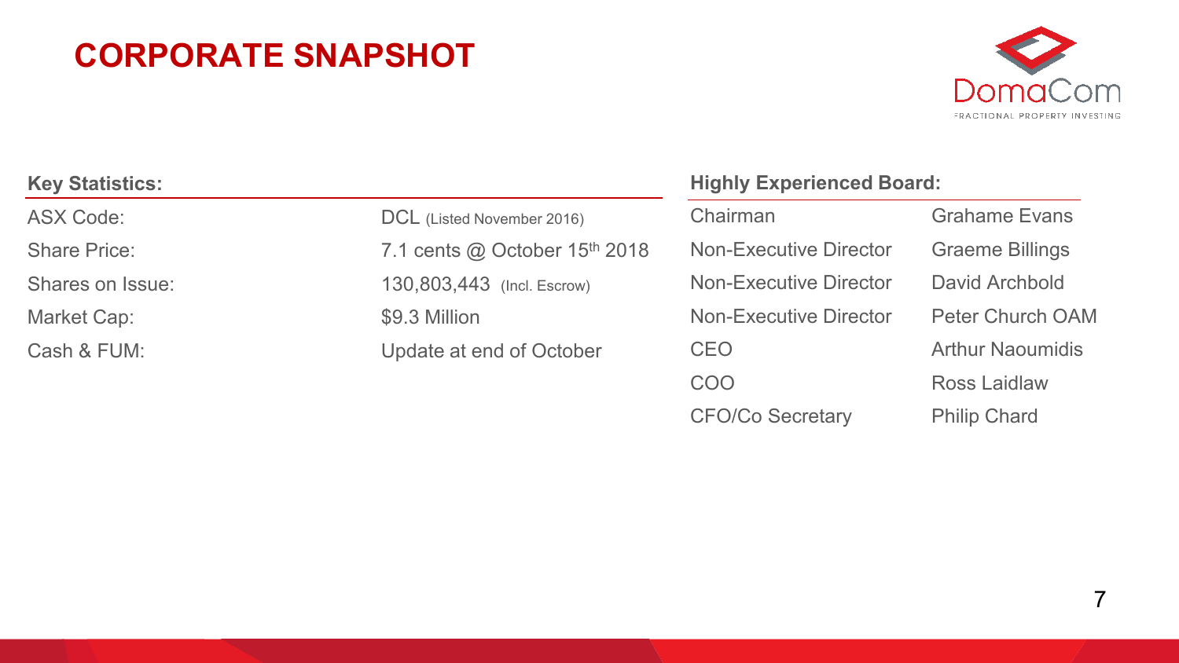# CORPORATE SNAPSHOT

DomaCom
FRACTIONAL PROPERTY INVESTING

**Key Statistics:**

| | |
|---|---|
| ASX Code: | DCL (Listed November 2016) |
| Share Price: | 7.1 cents @ October 15th 2018 |
| Shares on Issue: | 130,803,443 (Incl. Escrow) |
| Market Cap: | $9.3 Million |
| Cash & FUM: | Update at end of October |

**Highly Experienced Board:**

| | |
|---|---|
| Chairman | Grahame Evans |
| Non-Executive Director | Graeme Billings |
| Non-Executive Director | David Archbold |
| Non-Executive Director | Peter Church OAM |
| CEO | Arthur Naoumidis |
| COO | Ross Laidlaw |
| CFO/Co Secretary | Philip Chard |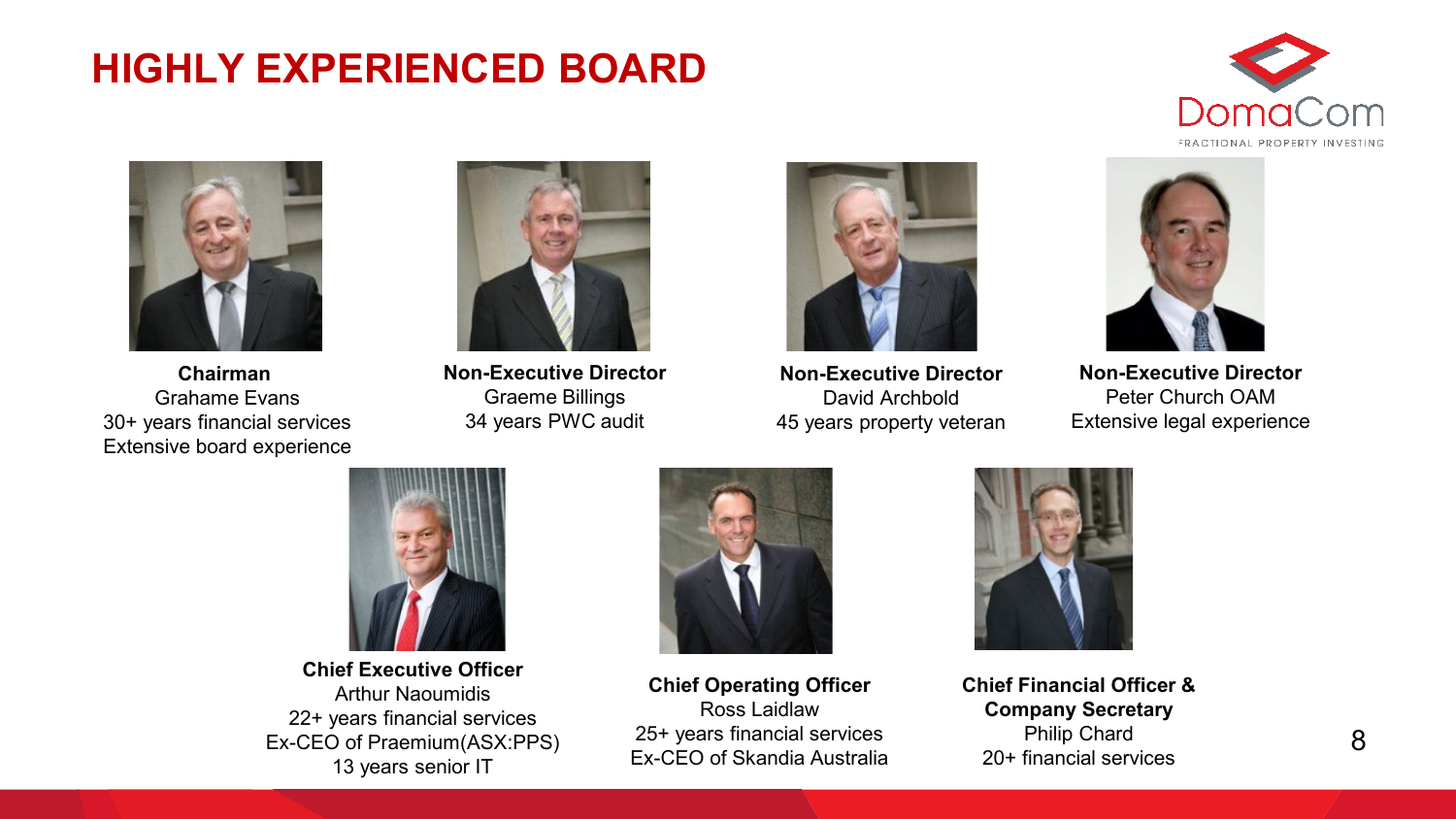# HIGHLY EXPERIENCED BOARD

DomaCom
FRACTIONAL PROPERTY INVESTING

**Chairman**
Grahame Evans
30+ years financial services
Extensive board experience

**Non-Executive Director**
Graeme Billings
34 years PWC audit

**Non-Executive Director**
David Archbold
45 years property veteran

**Non-Executive Director**
Peter Church OAM
Extensive legal experience

**Chief Executive Officer**
Arthur Naoumidis
22+ years financial services
Ex-CEO of Praemium(ASX:PPS)
13 years senior IT

**Chief Operating Officer**
Ross Laidlaw
25+ years financial services
Ex-CEO of Skandia Australia

**Chief Financial Officer & Company Secretary**
Philip Chard
20+ financial services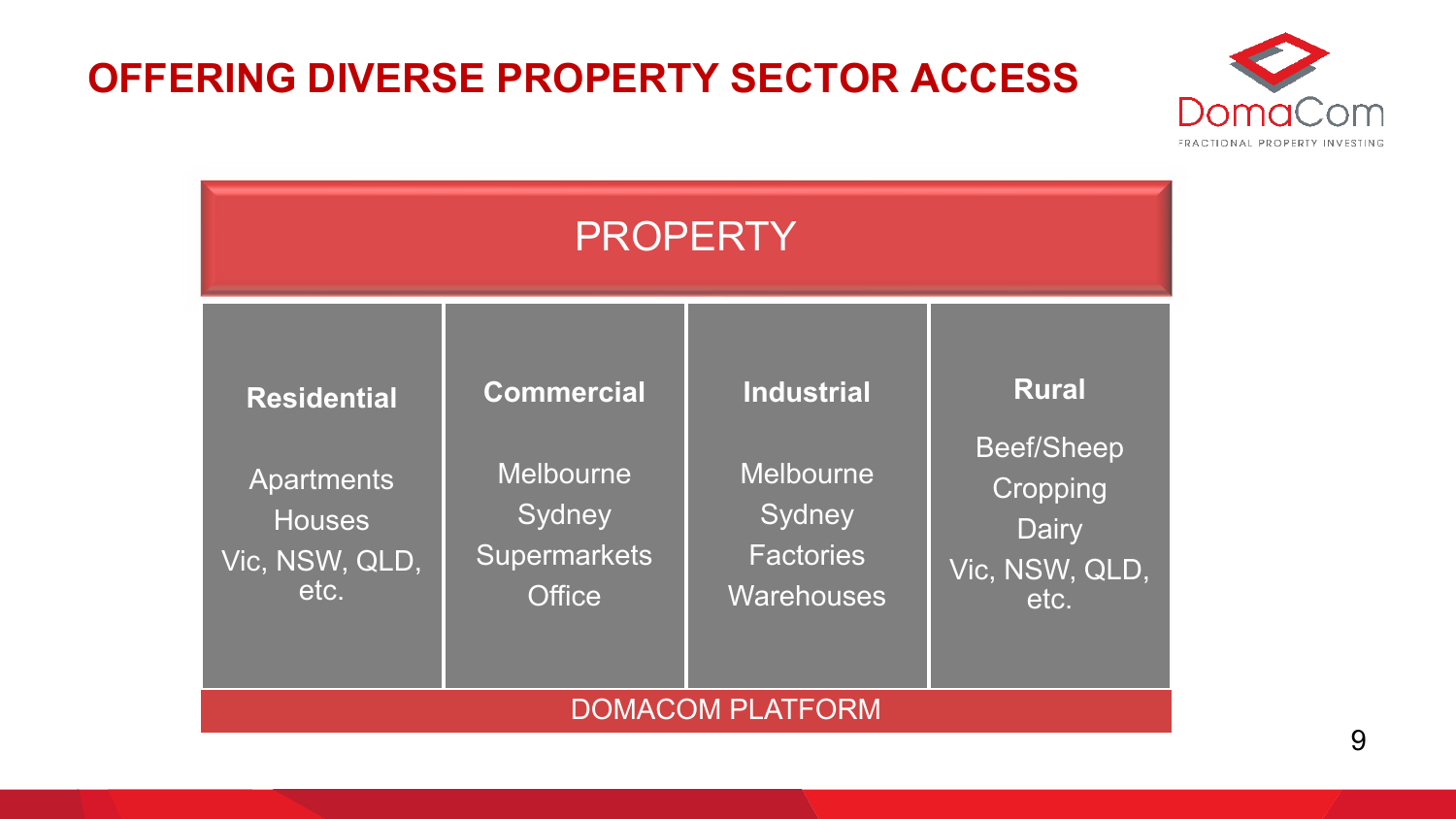# OFFERING DIVERSE PROPERTY SECTOR ACCESS

DomaCom
FRACTIONAL PROPERTY INVESTING

**PROPERTY**

| Residential | Commercial | Industrial | Rural |
|---|---|---|---|
| Apartments | Melbourne | Melbourne | Beef/Sheep |
| Houses | Sydney | Sydney | Cropping |
| Vic, NSW, QLD, etc. | Supermarkets | Factories | Dairy |
| | Office | Warehouses | Vic, NSW, QLD, etc. |

**DOMACOM PLATFORM**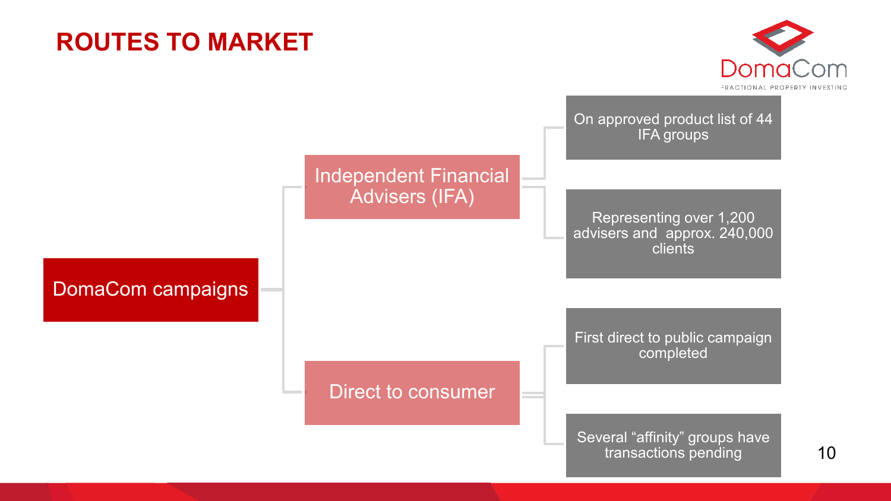# ROUTES TO MARKET

- DomaCom campaigns
  - Independent Financial Advisers (IFA)
    - On approved product list of 44 IFA groups
    - Representing over 1,200 advisers and approx. 240,000 clients
  - Direct to consumer
    - First direct to public campaign completed
    - Several “affinity” groups have transactions pending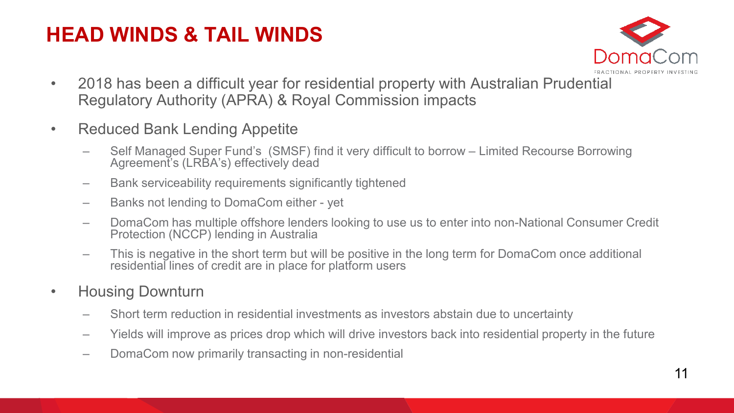# HEAD WINDS & TAIL WINDS

- 2018 has been a difficult year for residential property with Australian Prudential Regulatory Authority (APRA) & Royal Commission impacts
- Reduced Bank Lending Appetite
  - Self Managed Super Fund's (SMSF) find it very difficult to borrow – Limited Recourse Borrowing Agreement's (LRBA's) effectively dead
  - Bank serviceability requirements significantly tightened
  - Banks not lending to DomaCom either - yet
  - DomaCom has multiple offshore lenders looking to use us to enter into non-National Consumer Credit Protection (NCCP) lending in Australia
  - This is negative in the short term but will be positive in the long term for DomaCom once additional residential lines of credit are in place for platform users
- Housing Downturn
  - Short term reduction in residential investments as investors abstain due to uncertainty
  - Yields will improve as prices drop which will drive investors back into residential property in the future
  - DomaCom now primarily transacting in non-residential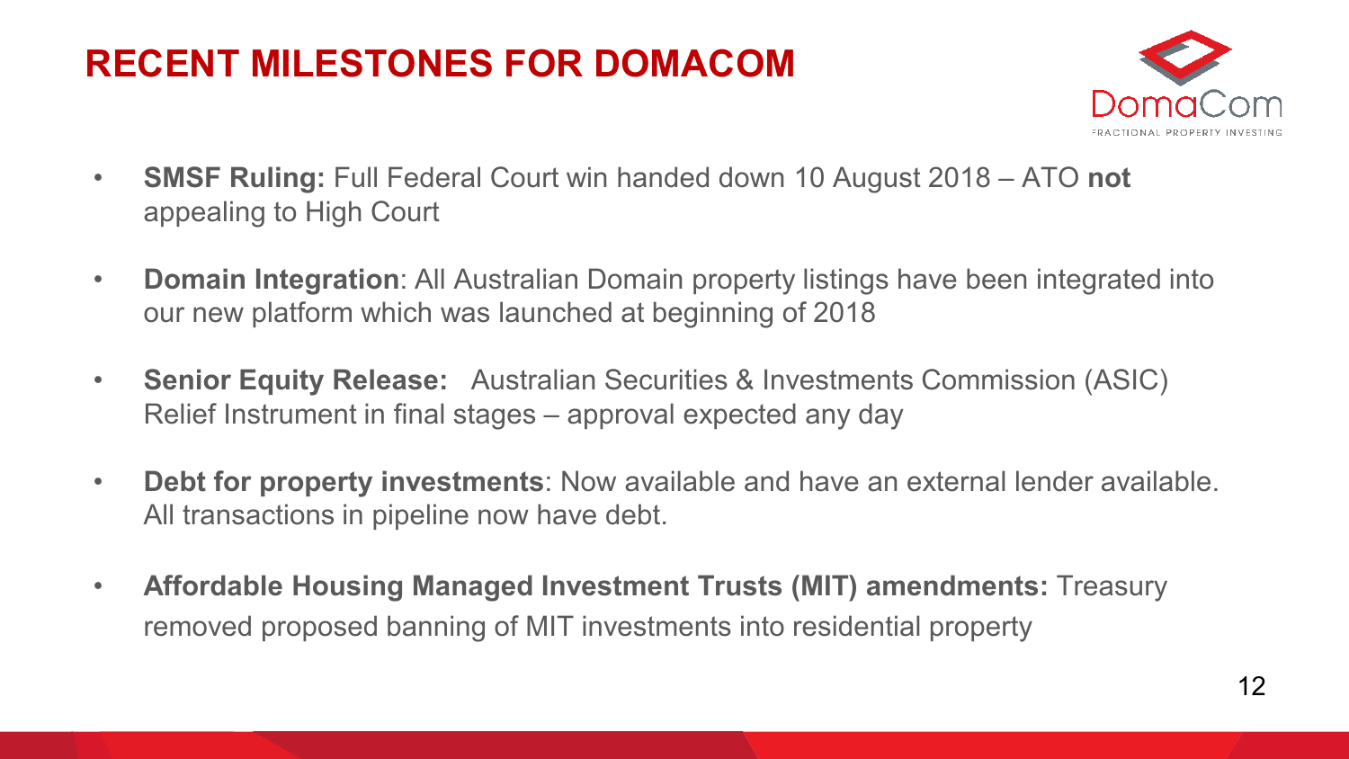# RECENT MILESTONES FOR DOMACOM

- **SMSF Ruling:** Full Federal Court win handed down 10 August 2018 – ATO **not** appealing to High Court
- **Domain Integration**: All Australian Domain property listings have been integrated into our new platform which was launched at beginning of 2018
- **Senior Equity Release:** Australian Securities & Investments Commission (ASIC) Relief Instrument in final stages – approval expected any day
- **Debt for property investments**: Now available and have an external lender available. All transactions in pipeline now have debt.
- **Affordable Housing Managed Investment Trusts (MIT) amendments:** Treasury removed proposed banning of MIT investments into residential property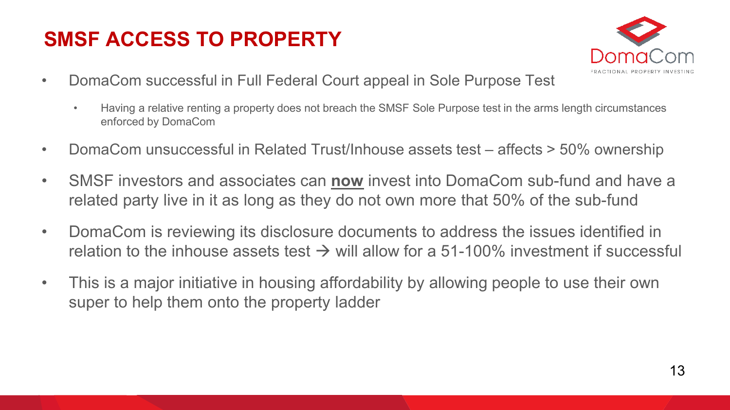# SMSF ACCESS TO PROPERTY

- DomaCom successful in Full Federal Court appeal in Sole Purpose Test
  - Having a relative renting a property does not breach the SMSF Sole Purpose test in the arms length circumstances enforced by DomaCom
- DomaCom unsuccessful in Related Trust/Inhouse assets test – affects > 50% ownership
- SMSF investors and associates can **now** invest into DomaCom sub-fund and have a related party live in it as long as they do not own more that 50% of the sub-fund
- DomaCom is reviewing its disclosure documents to address the issues identified in relation to the inhouse assets test → will allow for a 51-100% investment if successful
- This is a major initiative in housing affordability by allowing people to use their own super to help them onto the property ladder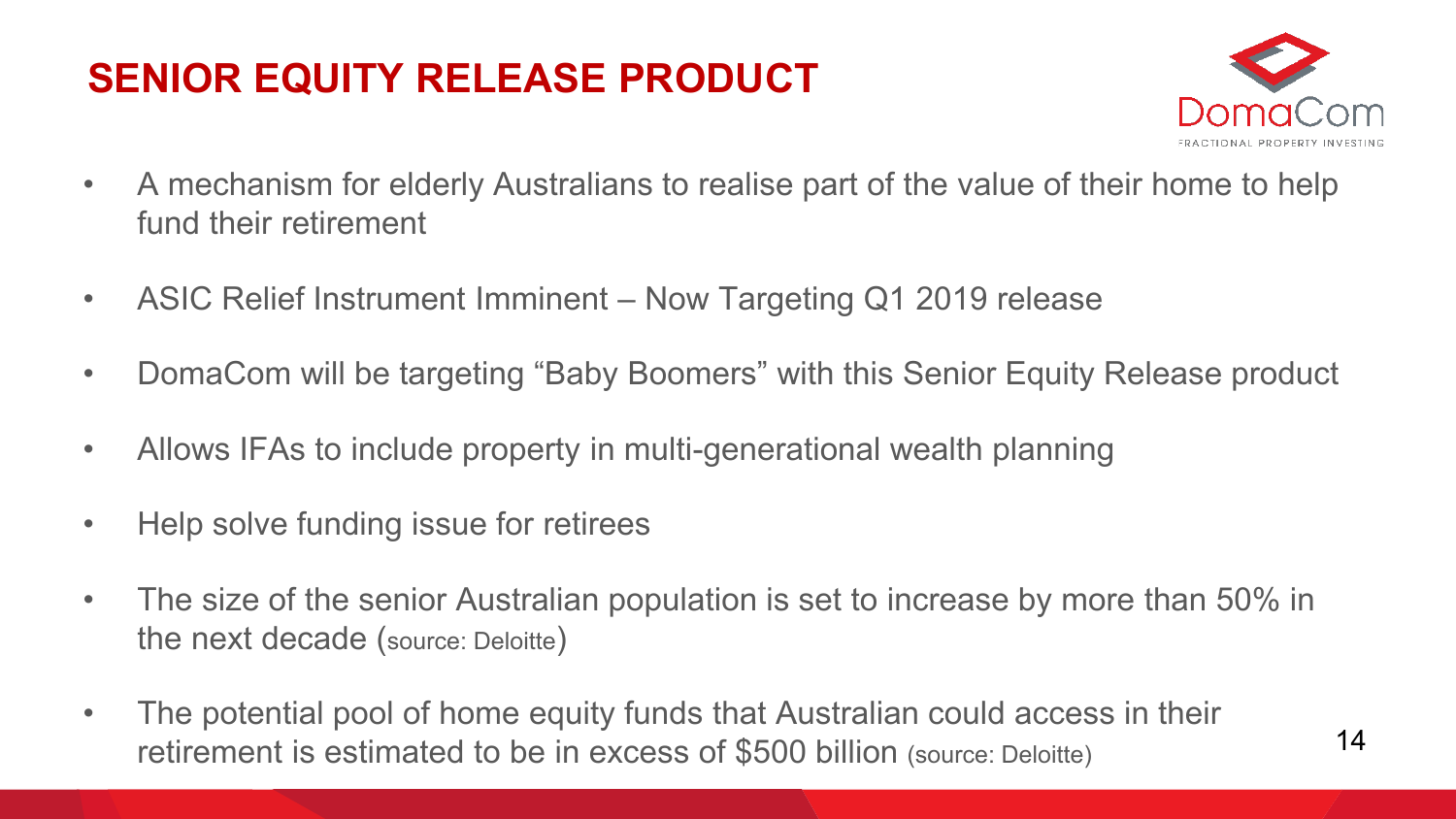# SENIOR EQUITY RELEASE PRODUCT

- A mechanism for elderly Australians to realise part of the value of their home to help fund their retirement
- ASIC Relief Instrument Imminent – Now Targeting Q1 2019 release
- DomaCom will be targeting “Baby Boomers” with this Senior Equity Release product
- Allows IFAs to include property in multi-generational wealth planning
- Help solve funding issue for retirees
- The size of the senior Australian population is set to increase by more than 50% in the next decade (source: Deloitte)
- The potential pool of home equity funds that Australian could access in their retirement is estimated to be in excess of $500 billion (source: Deloitte)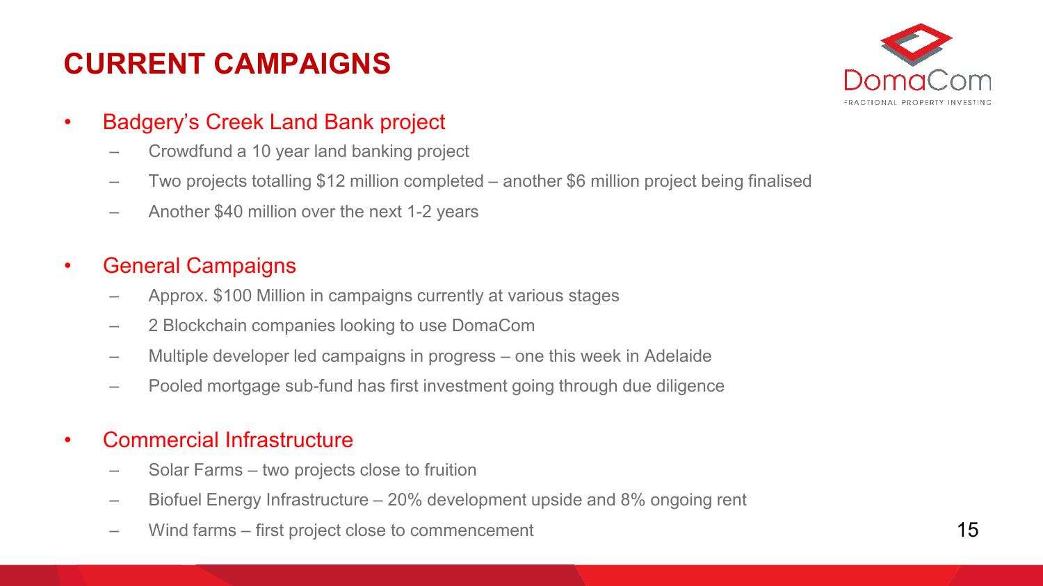# CURRENT CAMPAIGNS

- Badgery's Creek Land Bank project
  - Crowdfund a 10 year land banking project
  - Two projects totalling $12 million completed – another $6 million project being finalised
  - Another $40 million over the next 1-2 years
- General Campaigns
  - Approx. $100 Million in campaigns currently at various stages
  - 2 Blockchain companies looking to use DomaCom
  - Multiple developer led campaigns in progress – one this week in Adelaide
  - Pooled mortgage sub-fund has first investment going through due diligence
- Commercial Infrastructure
  - Solar Farms – two projects close to fruition
  - Biofuel Energy Infrastructure – 20% development upside and 8% ongoing rent
  - Wind farms – first project close to commencement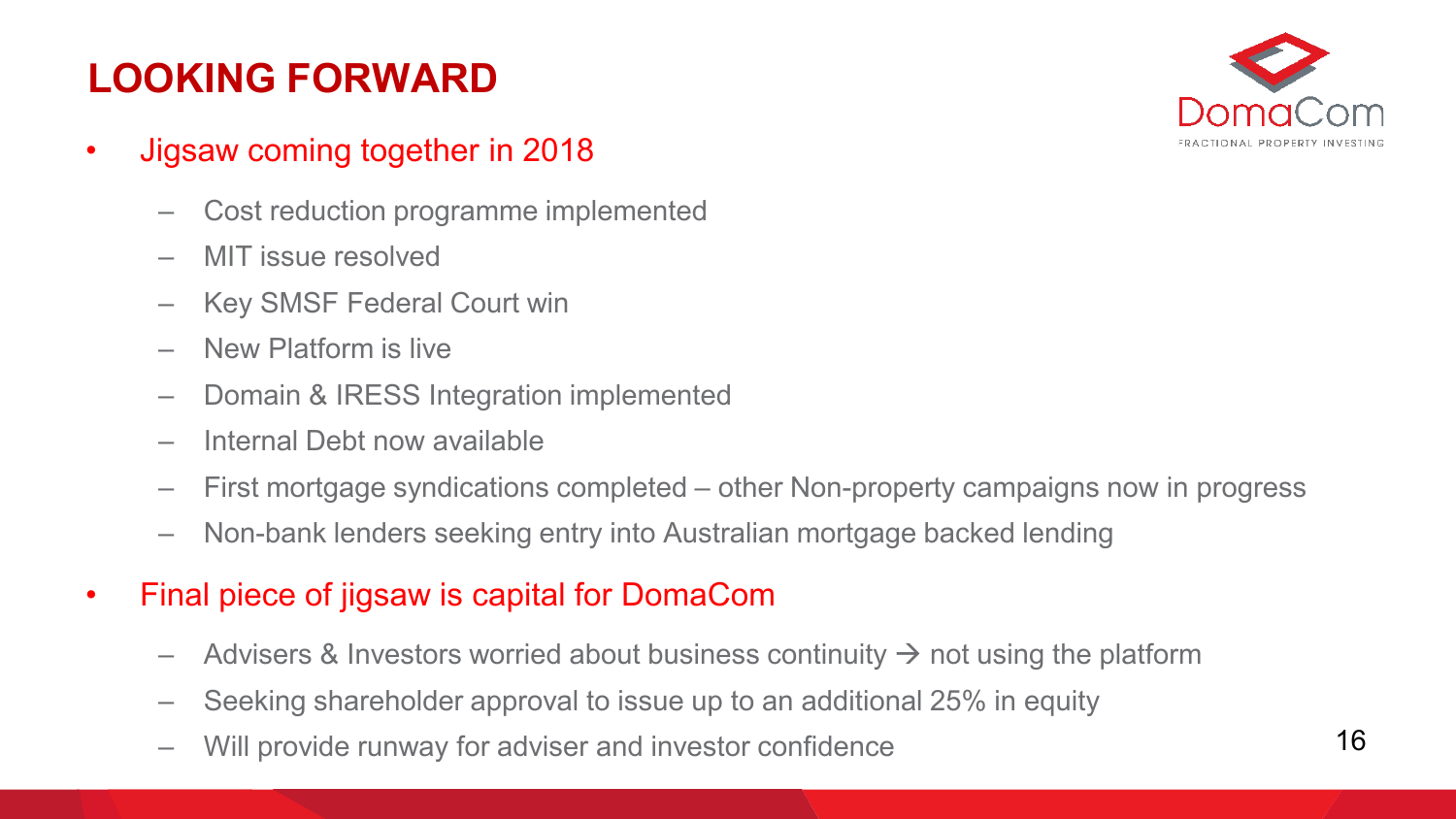# LOOKING FORWARD

- Jigsaw coming together in 2018
  - Cost reduction programme implemented
  - MIT issue resolved
  - Key SMSF Federal Court win
  - New Platform is live
  - Domain & IRESS Integration implemented
  - Internal Debt now available
  - First mortgage syndications completed – other Non-property campaigns now in progress
  - Non-bank lenders seeking entry into Australian mortgage backed lending
- Final piece of jigsaw is capital for DomaCom
  - Advisers & Investors worried about business continuity → not using the platform
  - Seeking shareholder approval to issue up to an additional 25% in equity
  - Will provide runway for adviser and investor confidence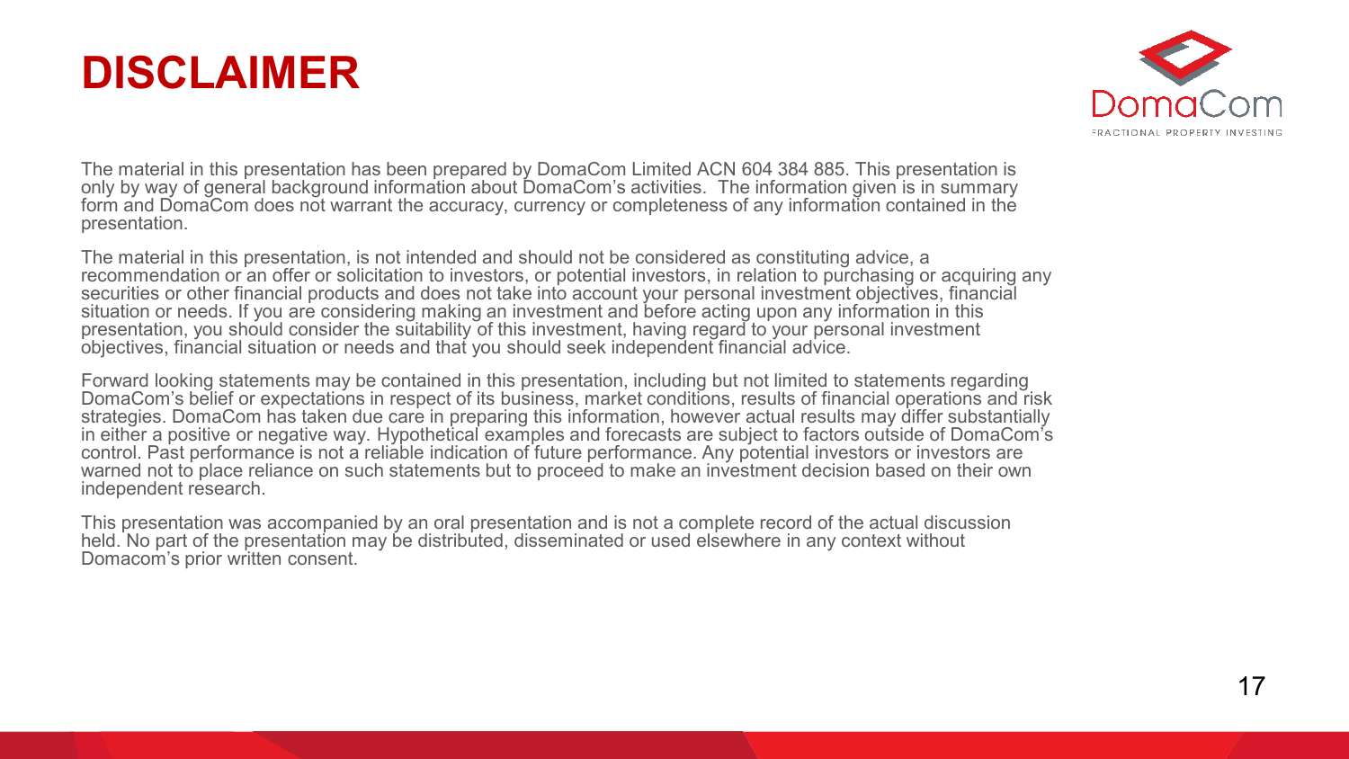# DISCLAIMER

The material in this presentation has been prepared by DomaCom Limited ACN 604 384 885. This presentation is only by way of general background information about DomaCom's activities. The information given is in summary form and DomaCom does not warrant the accuracy, currency or completeness of any information contained in the presentation.

The material in this presentation, is not intended and should not be considered as constituting advice, a recommendation or an offer or solicitation to investors, or potential investors, in relation to purchasing or acquiring any securities or other financial products and does not take into account your personal investment objectives, financial situation or needs. If you are considering making an investment and before acting upon any information in this presentation, you should consider the suitability of this investment, having regard to your personal investment objectives, financial situation or needs and that you should seek independent financial advice.

Forward looking statements may be contained in this presentation, including but not limited to statements regarding DomaCom's belief or expectations in respect of its business, market conditions, results of financial operations and risk strategies. DomaCom has taken due care in preparing this information, however actual results may differ substantially in either a positive or negative way. Hypothetical examples and forecasts are subject to factors outside of DomaCom's control. Past performance is not a reliable indication of future performance. Any potential investors or investors are warned not to place reliance on such statements but to proceed to make an investment decision based on their own independent research.

This presentation was accompanied by an oral presentation and is not a complete record of the actual discussion held. No part of the presentation may be distributed, disseminated or used elsewhere in any context without Domacom's prior written consent.